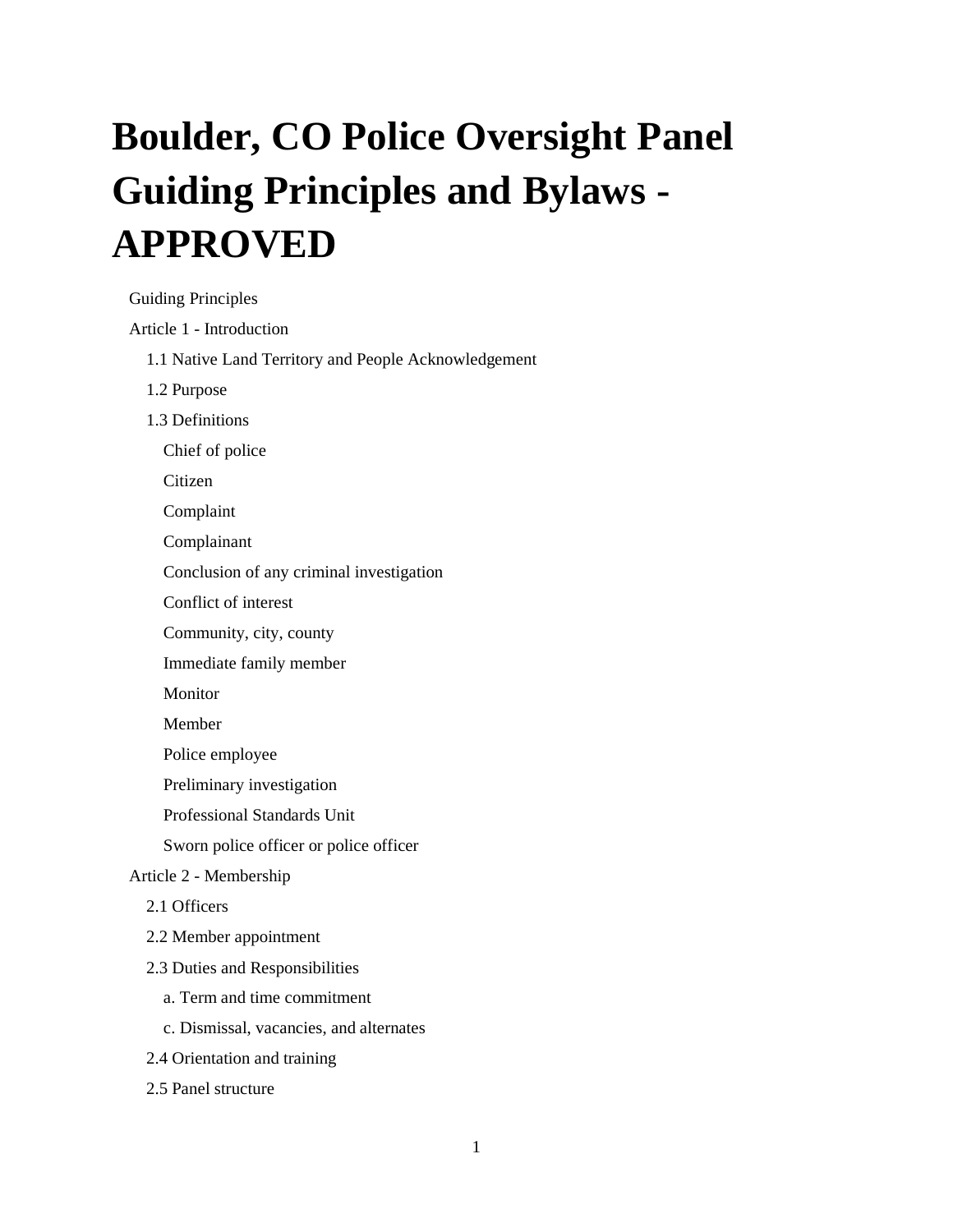# Boulder, CO Police Oversight Panel Guiding Principles and Bylaws - APPROVED

- Guiding Principles
- Article 1 - Introduction
  - 1.1 Native Land Territory and People Acknowledgement
  - 1.2 Purpose
  - 1.3 Definitions
    - Chief of police
    - Citizen
    - Complaint
    - Complainant
    - Conclusion of any criminal investigation
    - Conflict of interest
    - Community, city, county
    - Immediate family member
    - Monitor
    - Member
    - Police employee
    - Preliminary investigation
    - Professional Standards Unit
    - Sworn police officer or police officer
- Article 2 - Membership
  - 2.1 Officers
  - 2.2 Member appointment
  - 2.3 Duties and Responsibilities
    - a. Term and time commitment
    - c. Dismissal, vacancies, and alternates
  - 2.4 Orientation and training
  - 2.5 Panel structure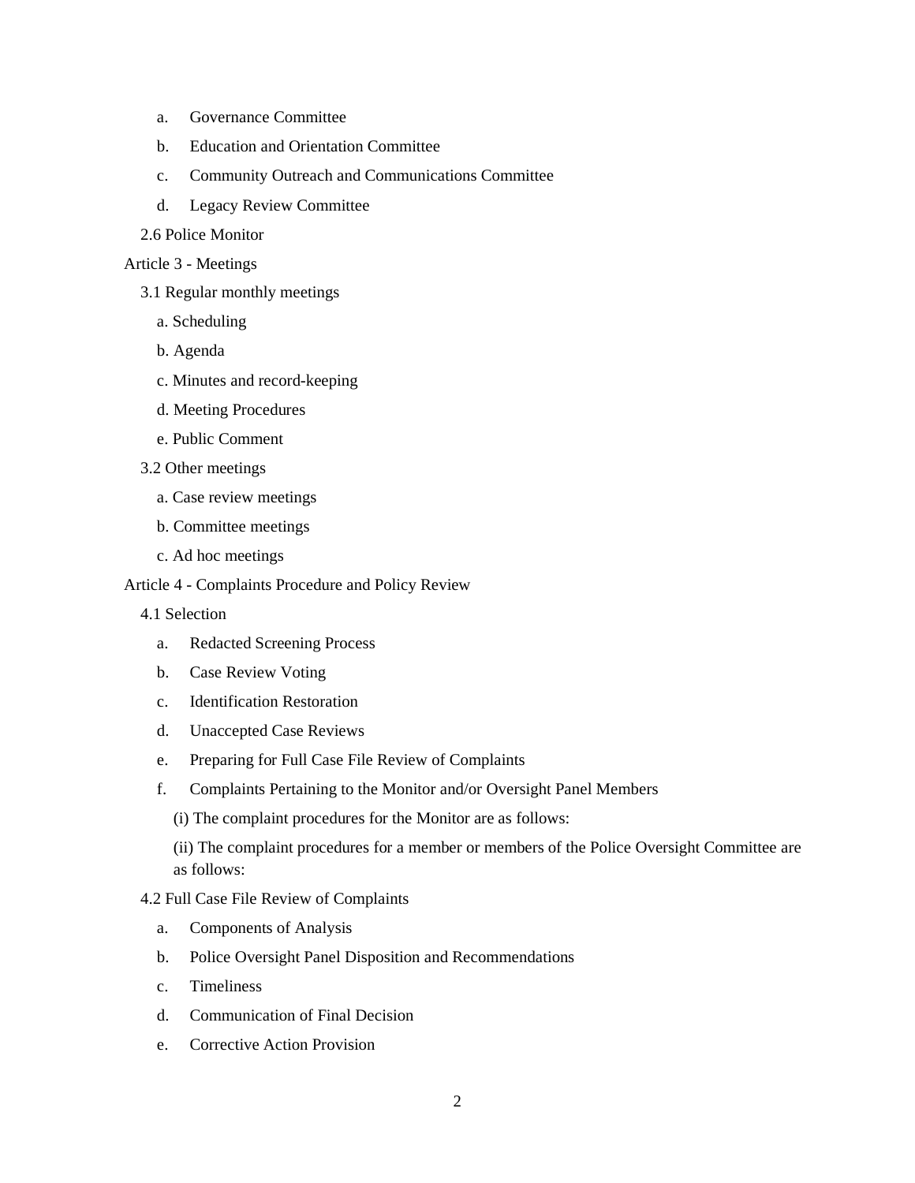- a. Governance Committee
- b. Education and Orientation Committee
- c. Community Outreach and Communications Committee
- d. Legacy Review Committee

2.6 Police Monitor

Article 3 - Meetings

3.1 Regular monthly meetings

- a. Scheduling
- b. Agenda
- c. Minutes and record-keeping
- d. Meeting Procedures
- e. Public Comment

3.2 Other meetings

- a. Case review meetings
- b. Committee meetings
- c. Ad hoc meetings

Article 4 - Complaints Procedure and Policy Review

4.1 Selection

- a. Redacted Screening Process
- b. Case Review Voting
- c. Identification Restoration
- d. Unaccepted Case Reviews
- e. Preparing for Full Case File Review of Complaints
- f. Complaints Pertaining to the Monitor and/or Oversight Panel Members
  - (i) The complaint procedures for the Monitor are as follows:
  - (ii) The complaint procedures for a member or members of the Police Oversight Committee are as follows:

4.2 Full Case File Review of Complaints

- a. Components of Analysis
- b. Police Oversight Panel Disposition and Recommendations
- c. Timeliness
- d. Communication of Final Decision
- e. Corrective Action Provision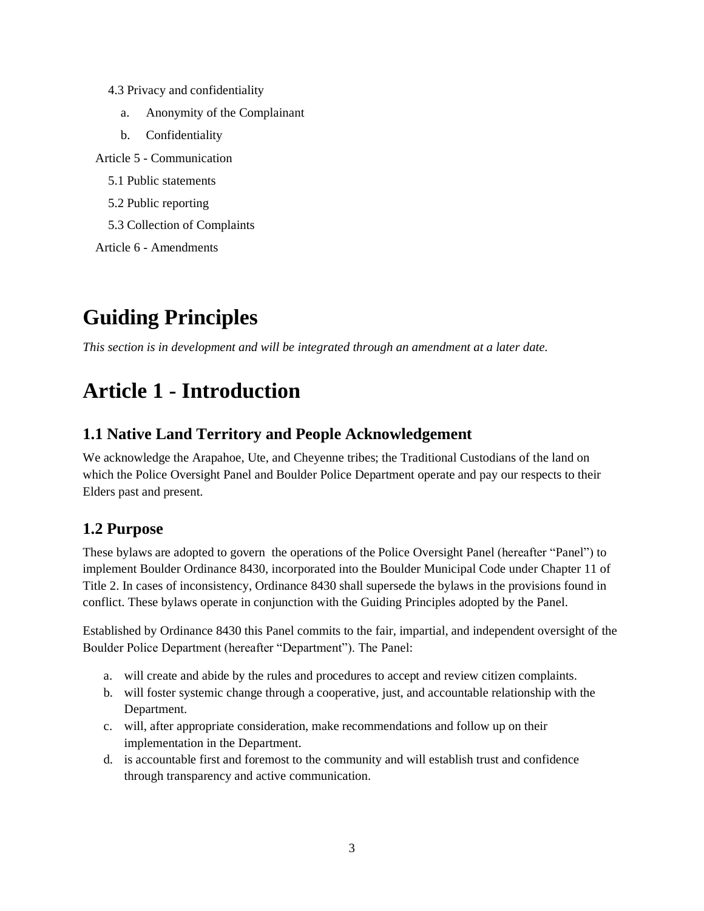4.3 Privacy and confidentiality

a. Anonymity of the Complainant

b. Confidentiality

Article 5 - Communication

5.1 Public statements

5.2 Public reporting

5.3 Collection of Complaints

Article 6 - Amendments

# Guiding Principles

*This section is in development and will be integrated through an amendment at a later date.*

# Article 1 - Introduction

## 1.1 Native Land Territory and People Acknowledgement

We acknowledge the Arapahoe, Ute, and Cheyenne tribes; the Traditional Custodians of the land on which the Police Oversight Panel and Boulder Police Department operate and pay our respects to their Elders past and present.

## 1.2 Purpose

These bylaws are adopted to govern the operations of the Police Oversight Panel (hereafter "Panel") to implement Boulder Ordinance 8430, incorporated into the Boulder Municipal Code under Chapter 11 of Title 2. In cases of inconsistency, Ordinance 8430 shall supersede the bylaws in the provisions found in conflict. These bylaws operate in conjunction with the Guiding Principles adopted by the Panel.

Established by Ordinance 8430 this Panel commits to the fair, impartial, and independent oversight of the Boulder Police Department (hereafter "Department"). The Panel:

a. will create and abide by the rules and procedures to accept and review citizen complaints.
b. will foster systemic change through a cooperative, just, and accountable relationship with the Department.
c. will, after appropriate consideration, make recommendations and follow up on their implementation in the Department.
d. is accountable first and foremost to the community and will establish trust and confidence through transparency and active communication.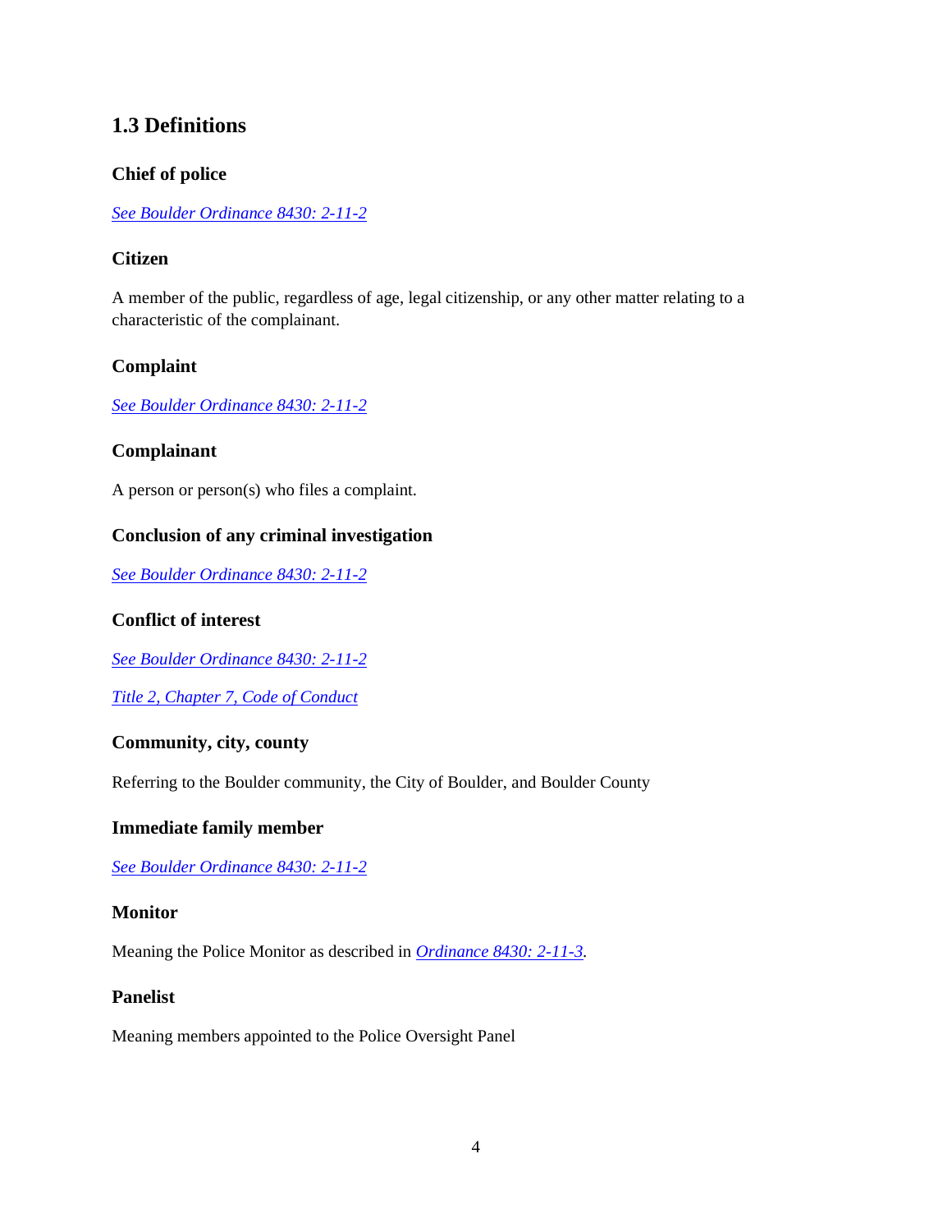## 1.3 Definitions

### Chief of police

*See Boulder Ordinance 8430: 2-11-2*

### Citizen

A member of the public, regardless of age, legal citizenship, or any other matter relating to a characteristic of the complainant.

### Complaint

*See Boulder Ordinance 8430: 2-11-2*

### Complainant

A person or person(s) who files a complaint.

### Conclusion of any criminal investigation

*See Boulder Ordinance 8430: 2-11-2*

### Conflict of interest

*See Boulder Ordinance 8430: 2-11-2*

*Title 2, Chapter 7, Code of Conduct*

### Community, city, county

Referring to the Boulder community, the City of Boulder, and Boulder County

### Immediate family member

*See Boulder Ordinance 8430: 2-11-2*

### Monitor

Meaning the Police Monitor as described in *Ordinance 8430: 2-11-3*.

### Panelist

Meaning members appointed to the Police Oversight Panel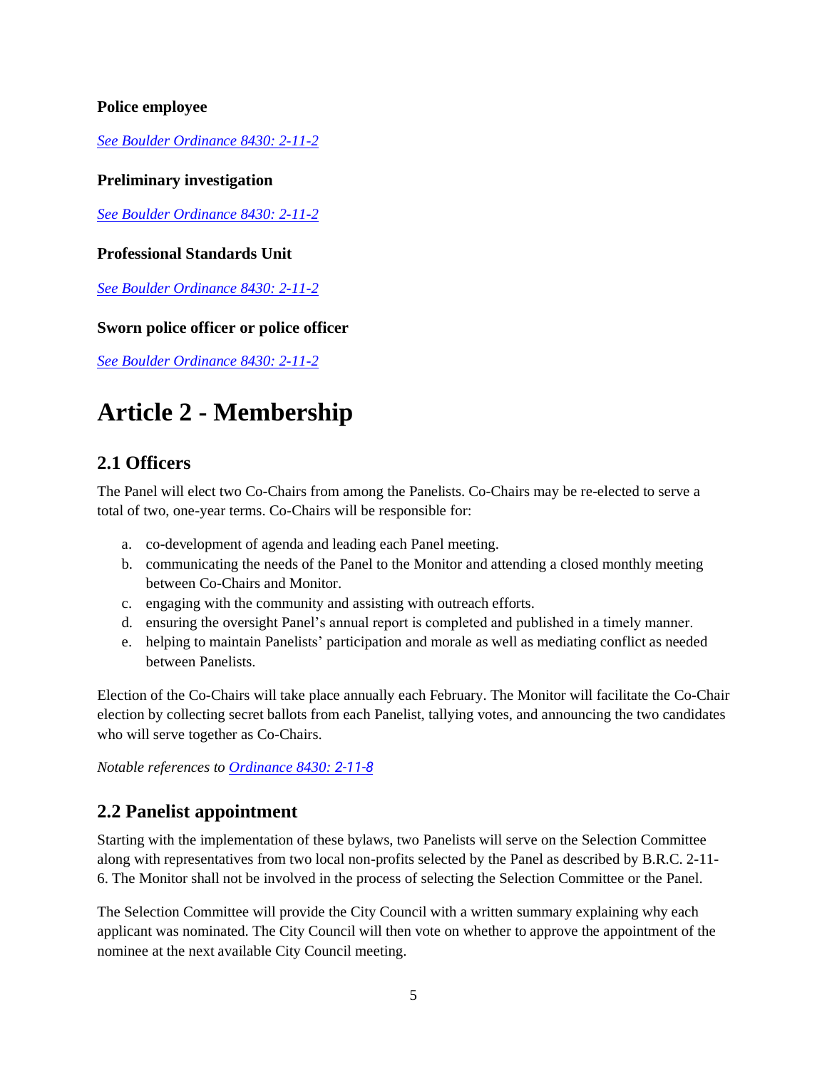**Police employee**

*See Boulder Ordinance 8430: 2-11-2*

**Preliminary investigation**

*See Boulder Ordinance 8430: 2-11-2*

**Professional Standards Unit**

*See Boulder Ordinance 8430: 2-11-2*

**Sworn police officer or police officer**

*See Boulder Ordinance 8430: 2-11-2*

# Article 2 - Membership

## 2.1 Officers

The Panel will elect two Co-Chairs from among the Panelists. Co-Chairs may be re-elected to serve a total of two, one-year terms. Co-Chairs will be responsible for:

a. co-development of agenda and leading each Panel meeting.
b. communicating the needs of the Panel to the Monitor and attending a closed monthly meeting between Co-Chairs and Monitor.
c. engaging with the community and assisting with outreach efforts.
d. ensuring the oversight Panel's annual report is completed and published in a timely manner.
e. helping to maintain Panelists' participation and morale as well as mediating conflict as needed between Panelists.

Election of the Co-Chairs will take place annually each February. The Monitor will facilitate the Co-Chair election by collecting secret ballots from each Panelist, tallying votes, and announcing the two candidates who will serve together as Co-Chairs.

*Notable references to Ordinance 8430: 2-11-8*

## 2.2 Panelist appointment

Starting with the implementation of these bylaws, two Panelists will serve on the Selection Committee along with representatives from two local non-profits selected by the Panel as described by B.R.C. 2-11-6. The Monitor shall not be involved in the process of selecting the Selection Committee or the Panel.

The Selection Committee will provide the City Council with a written summary explaining why each applicant was nominated. The City Council will then vote on whether to approve the appointment of the nominee at the next available City Council meeting.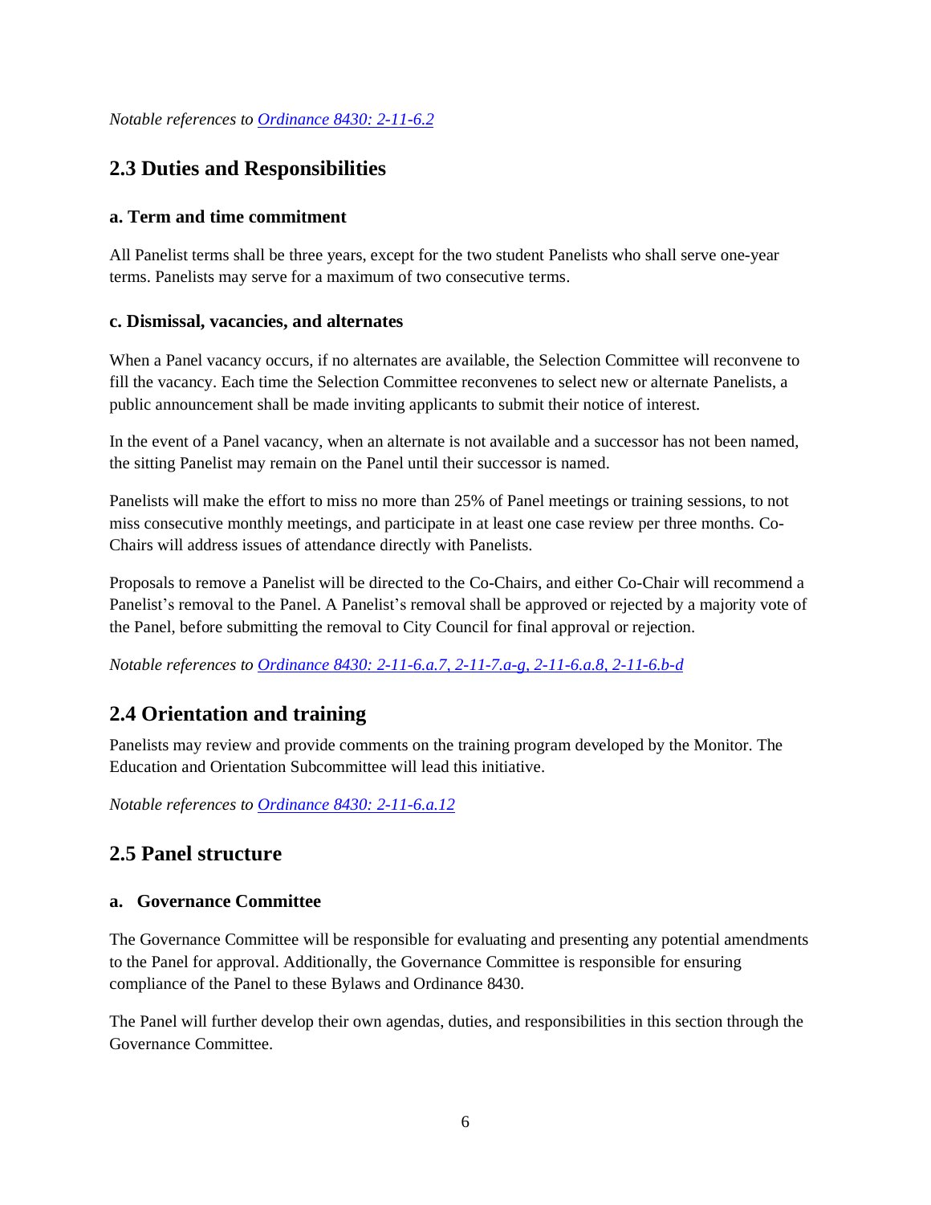*Notable references to [Ordinance 8430: 2-11-6.2]*

## 2.3 Duties and Responsibilities

### a. Term and time commitment

All Panelist terms shall be three years, except for the two student Panelists who shall serve one-year terms. Panelists may serve for a maximum of two consecutive terms.

### c. Dismissal, vacancies, and alternates

When a Panel vacancy occurs, if no alternates are available, the Selection Committee will reconvene to fill the vacancy. Each time the Selection Committee reconvenes to select new or alternate Panelists, a public announcement shall be made inviting applicants to submit their notice of interest.

In the event of a Panel vacancy, when an alternate is not available and a successor has not been named, the sitting Panelist may remain on the Panel until their successor is named.

Panelists will make the effort to miss no more than 25% of Panel meetings or training sessions, to not miss consecutive monthly meetings, and participate in at least one case review per three months. Co-Chairs will address issues of attendance directly with Panelists.

Proposals to remove a Panelist will be directed to the Co-Chairs, and either Co-Chair will recommend a Panelist's removal to the Panel. A Panelist's removal shall be approved or rejected by a majority vote of the Panel, before submitting the removal to City Council for final approval or rejection.

*Notable references to [Ordinance 8430: 2-11-6.a.7, 2-11-7.a-g, 2-11-6.a.8, 2-11-6.b-d]*

## 2.4 Orientation and training

Panelists may review and provide comments on the training program developed by the Monitor. The Education and Orientation Subcommittee will lead this initiative.

*Notable references to [Ordinance 8430: 2-11-6.a.12]*

## 2.5 Panel structure

### a. Governance Committee

The Governance Committee will be responsible for evaluating and presenting any potential amendments to the Panel for approval. Additionally, the Governance Committee is responsible for ensuring compliance of the Panel to these Bylaws and Ordinance 8430.

The Panel will further develop their own agendas, duties, and responsibilities in this section through the Governance Committee.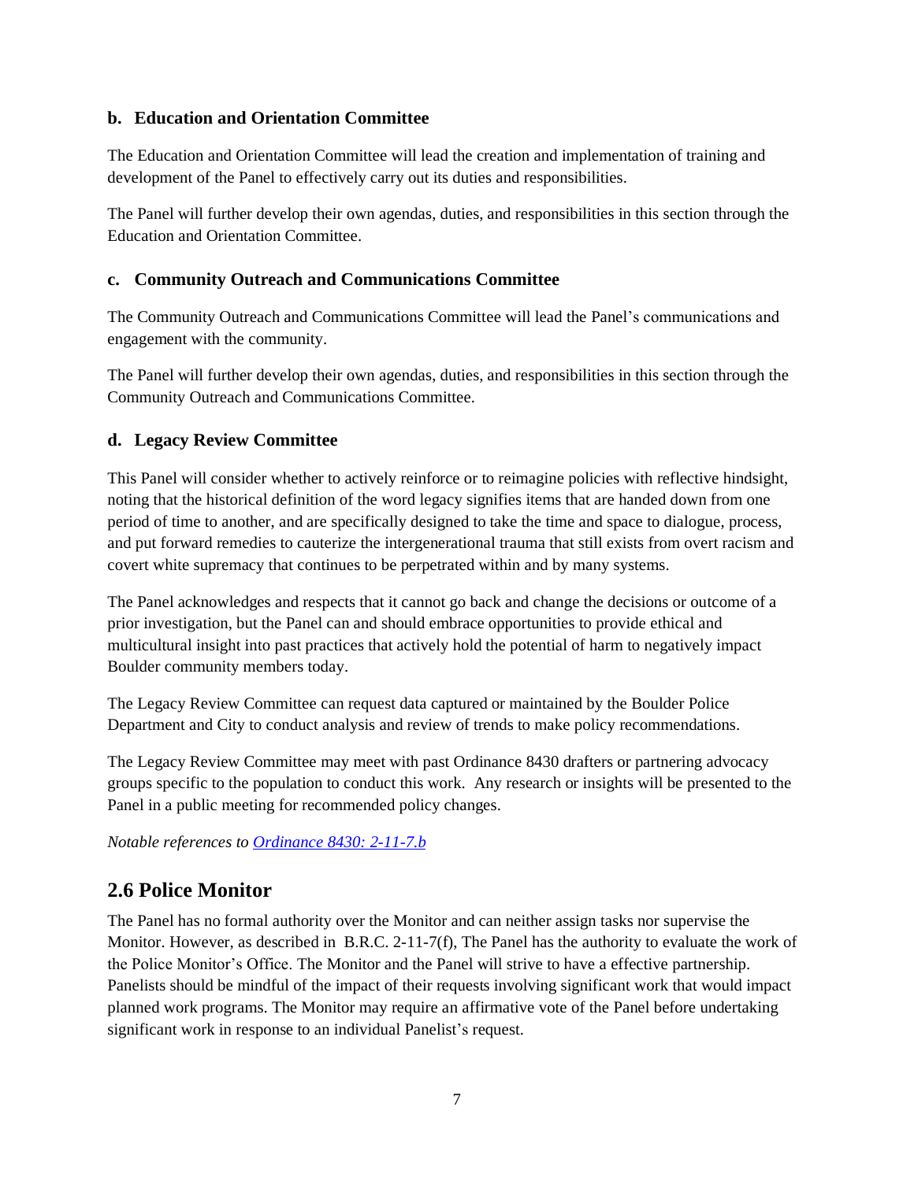### b. Education and Orientation Committee

The Education and Orientation Committee will lead the creation and implementation of training and development of the Panel to effectively carry out its duties and responsibilities.

The Panel will further develop their own agendas, duties, and responsibilities in this section through the Education and Orientation Committee.

### c. Community Outreach and Communications Committee

The Community Outreach and Communications Committee will lead the Panel's communications and engagement with the community.

The Panel will further develop their own agendas, duties, and responsibilities in this section through the Community Outreach and Communications Committee.

### d. Legacy Review Committee

This Panel will consider whether to actively reinforce or to reimagine policies with reflective hindsight, noting that the historical definition of the word legacy signifies items that are handed down from one period of time to another, and are specifically designed to take the time and space to dialogue, process, and put forward remedies to cauterize the intergenerational trauma that still exists from overt racism and covert white supremacy that continues to be perpetrated within and by many systems.

The Panel acknowledges and respects that it cannot go back and change the decisions or outcome of a prior investigation, but the Panel can and should embrace opportunities to provide ethical and multicultural insight into past practices that actively hold the potential of harm to negatively impact Boulder community members today.

The Legacy Review Committee can request data captured or maintained by the Boulder Police Department and City to conduct analysis and review of trends to make policy recommendations.

The Legacy Review Committee may meet with past Ordinance 8430 drafters or partnering advocacy groups specific to the population to conduct this work. Any research or insights will be presented to the Panel in a public meeting for recommended policy changes.

*Notable references to Ordinance 8430: 2-11-7.b*

## 2.6 Police Monitor

The Panel has no formal authority over the Monitor and can neither assign tasks nor supervise the Monitor. However, as described in B.R.C. 2-11-7(f), The Panel has the authority to evaluate the work of the Police Monitor's Office. The Monitor and the Panel will strive to have a effective partnership. Panelists should be mindful of the impact of their requests involving significant work that would impact planned work programs. The Monitor may require an affirmative vote of the Panel before undertaking significant work in response to an individual Panelist's request.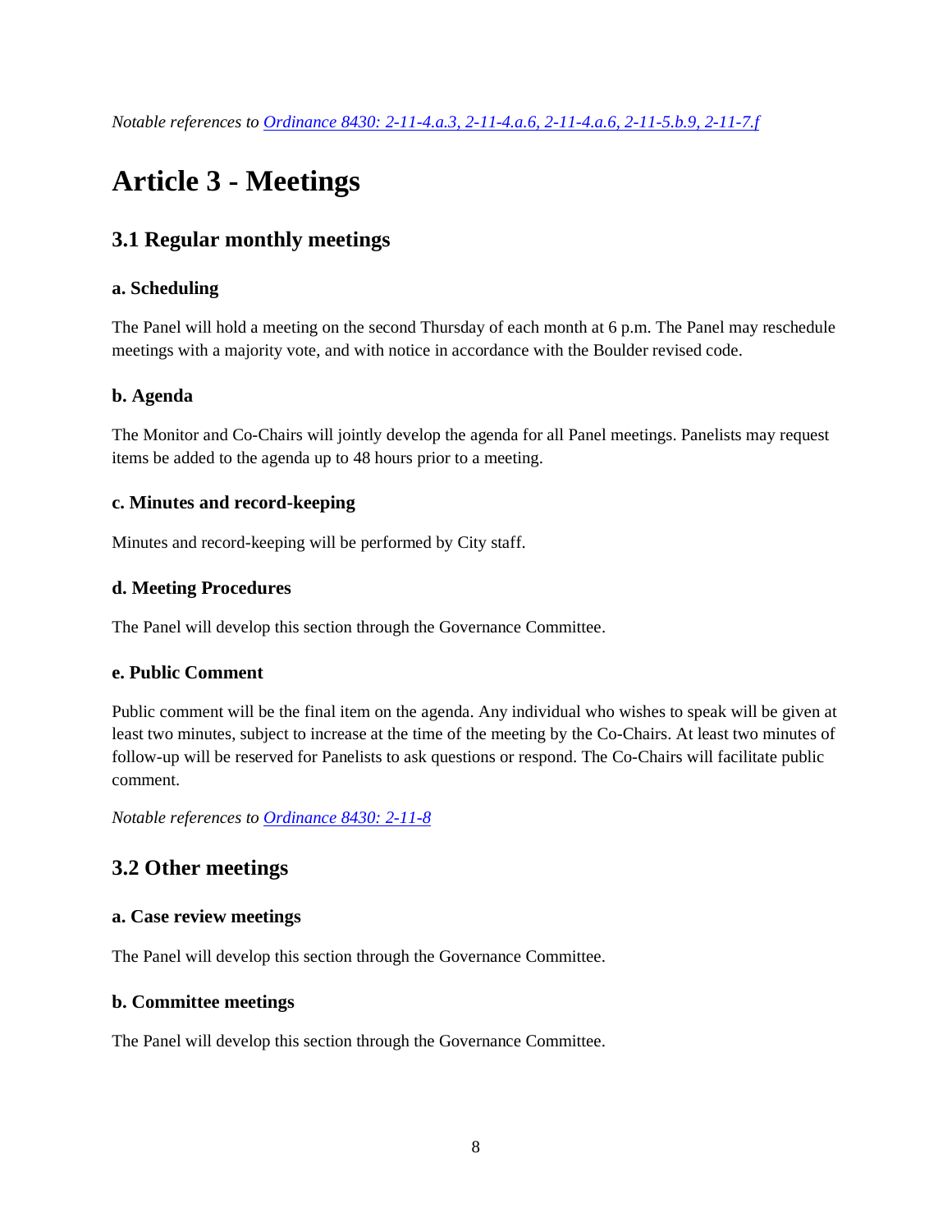*Notable references to [Ordinance 8430: 2-11-4.a.3, 2-11-4.a.6, 2-11-4.a.6, 2-11-5.b.9, 2-11-7.f]*

# Article 3 - Meetings

## 3.1 Regular monthly meetings

### a. Scheduling

The Panel will hold a meeting on the second Thursday of each month at 6 p.m. The Panel may reschedule meetings with a majority vote, and with notice in accordance with the Boulder revised code.

### b. Agenda

The Monitor and Co-Chairs will jointly develop the agenda for all Panel meetings. Panelists may request items be added to the agenda up to 48 hours prior to a meeting.

### c. Minutes and record-keeping

Minutes and record-keeping will be performed by City staff.

### d. Meeting Procedures

The Panel will develop this section through the Governance Committee.

### e. Public Comment

Public comment will be the final item on the agenda. Any individual who wishes to speak will be given at least two minutes, subject to increase at the time of the meeting by the Co-Chairs. At least two minutes of follow-up will be reserved for Panelists to ask questions or respond. The Co-Chairs will facilitate public comment.

*Notable references to [Ordinance 8430: 2-11-8]*

## 3.2 Other meetings

### a. Case review meetings

The Panel will develop this section through the Governance Committee.

### b. Committee meetings

The Panel will develop this section through the Governance Committee.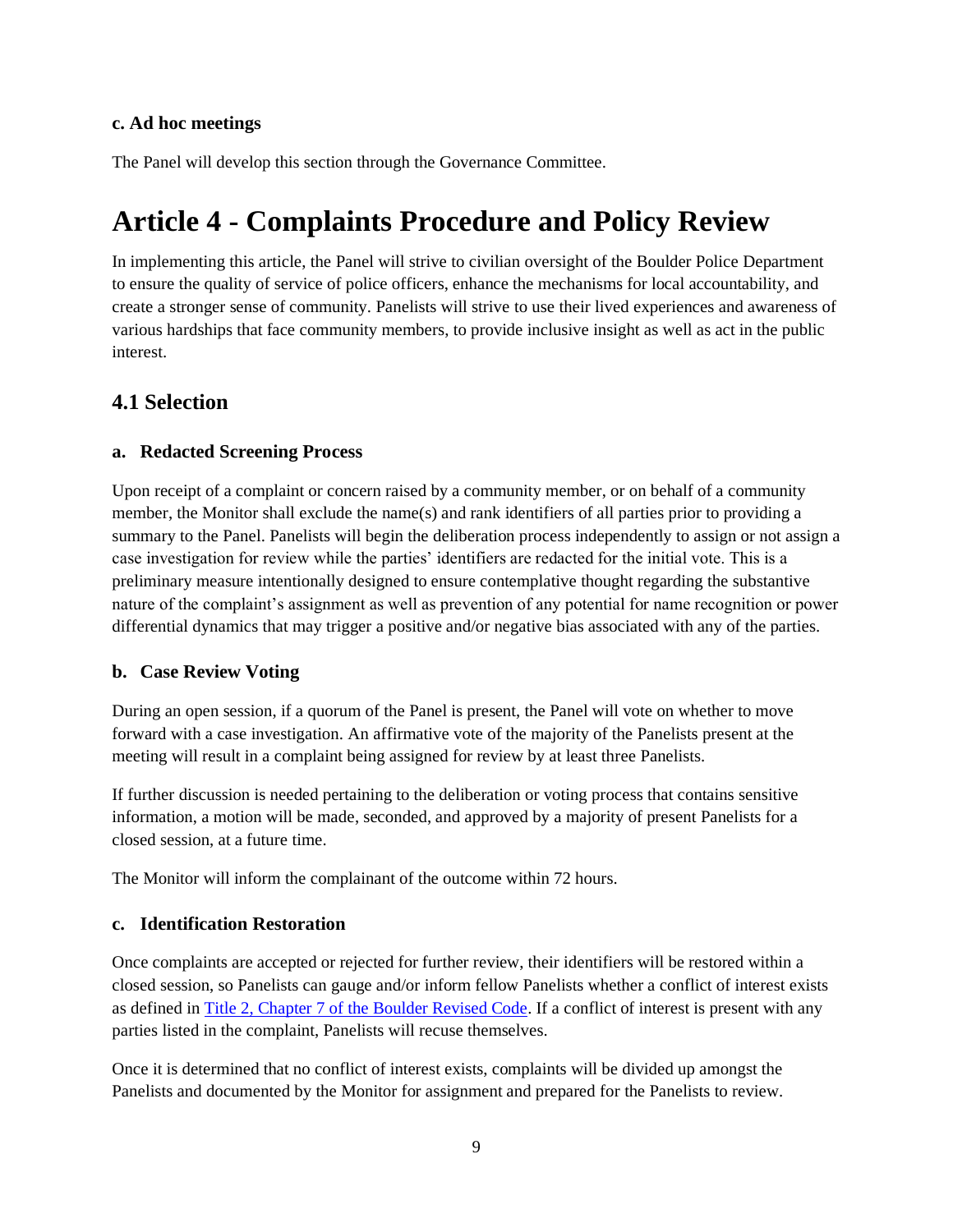### c. Ad hoc meetings

The Panel will develop this section through the Governance Committee.

# Article 4 - Complaints Procedure and Policy Review

In implementing this article, the Panel will strive to civilian oversight of the Boulder Police Department to ensure the quality of service of police officers, enhance the mechanisms for local accountability, and create a stronger sense of community. Panelists will strive to use their lived experiences and awareness of various hardships that face community members, to provide inclusive insight as well as act in the public interest.

## 4.1 Selection

### a. Redacted Screening Process

Upon receipt of a complaint or concern raised by a community member, or on behalf of a community member, the Monitor shall exclude the name(s) and rank identifiers of all parties prior to providing a summary to the Panel. Panelists will begin the deliberation process independently to assign or not assign a case investigation for review while the parties' identifiers are redacted for the initial vote. This is a preliminary measure intentionally designed to ensure contemplative thought regarding the substantive nature of the complaint's assignment as well as prevention of any potential for name recognition or power differential dynamics that may trigger a positive and/or negative bias associated with any of the parties.

### b. Case Review Voting

During an open session, if a quorum of the Panel is present, the Panel will vote on whether to move forward with a case investigation. An affirmative vote of the majority of the Panelists present at the meeting will result in a complaint being assigned for review by at least three Panelists.

If further discussion is needed pertaining to the deliberation or voting process that contains sensitive information, a motion will be made, seconded, and approved by a majority of present Panelists for a closed session, at a future time.

The Monitor will inform the complainant of the outcome within 72 hours.

### c. Identification Restoration

Once complaints are accepted or rejected for further review, their identifiers will be restored within a closed session, so Panelists can gauge and/or inform fellow Panelists whether a conflict of interest exists as defined in [Title 2, Chapter 7 of the Boulder Revised Code](). If a conflict of interest is present with any parties listed in the complaint, Panelists will recuse themselves.

Once it is determined that no conflict of interest exists, complaints will be divided up amongst the Panelists and documented by the Monitor for assignment and prepared for the Panelists to review.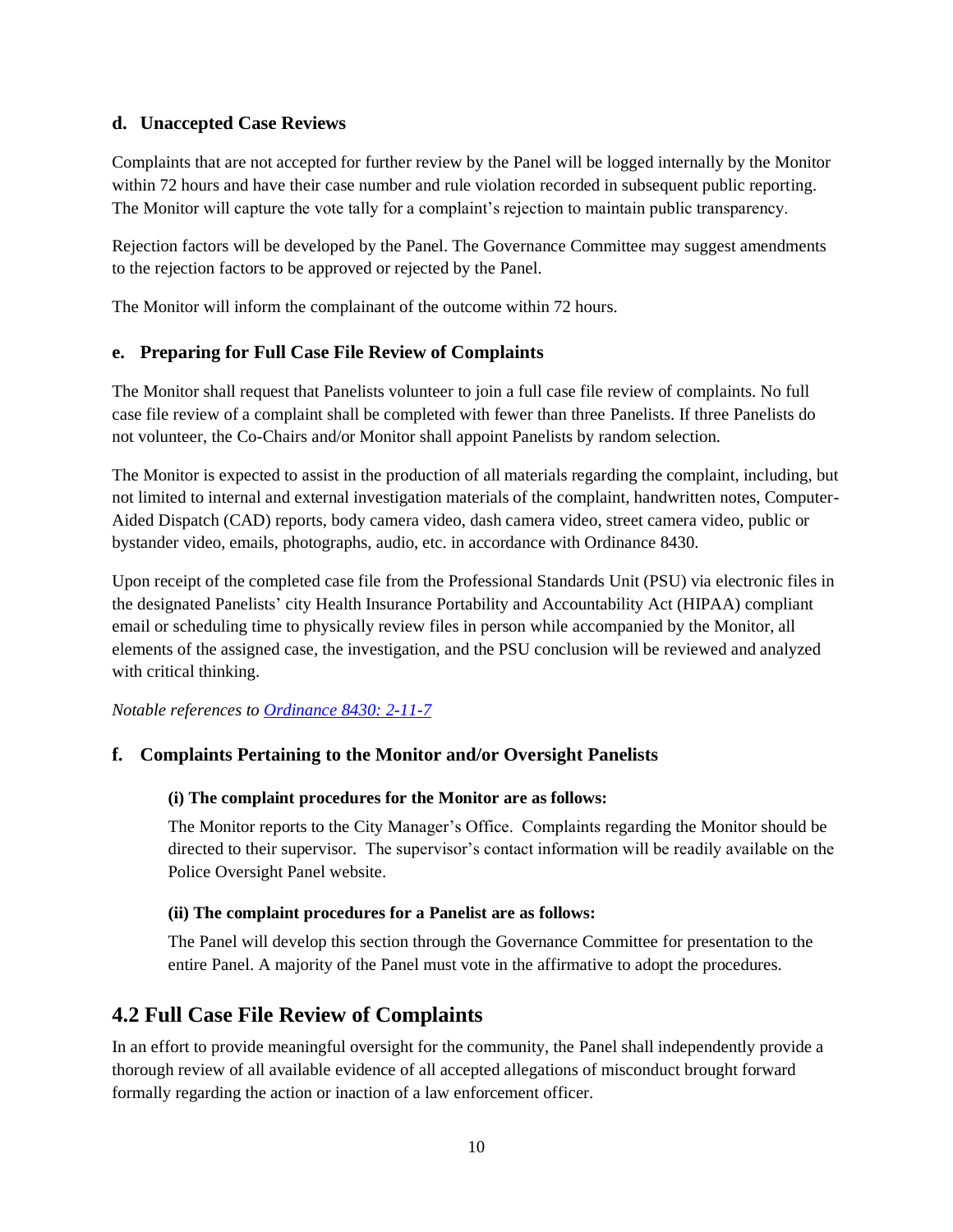### d. Unaccepted Case Reviews

Complaints that are not accepted for further review by the Panel will be logged internally by the Monitor within 72 hours and have their case number and rule violation recorded in subsequent public reporting. The Monitor will capture the vote tally for a complaint's rejection to maintain public transparency.

Rejection factors will be developed by the Panel. The Governance Committee may suggest amendments to the rejection factors to be approved or rejected by the Panel.

The Monitor will inform the complainant of the outcome within 72 hours.

### e. Preparing for Full Case File Review of Complaints

The Monitor shall request that Panelists volunteer to join a full case file review of complaints. No full case file review of a complaint shall be completed with fewer than three Panelists. If three Panelists do not volunteer, the Co-Chairs and/or Monitor shall appoint Panelists by random selection.

The Monitor is expected to assist in the production of all materials regarding the complaint, including, but not limited to internal and external investigation materials of the complaint, handwritten notes, Computer-Aided Dispatch (CAD) reports, body camera video, dash camera video, street camera video, public or bystander video, emails, photographs, audio, etc. in accordance with Ordinance 8430.

Upon receipt of the completed case file from the Professional Standards Unit (PSU) via electronic files in the designated Panelists' city Health Insurance Portability and Accountability Act (HIPAA) compliant email or scheduling time to physically review files in person while accompanied by the Monitor, all elements of the assigned case, the investigation, and the PSU conclusion will be reviewed and analyzed with critical thinking.

*Notable references to Ordinance 8430: 2-11-7*

### f. Complaints Pertaining to the Monitor and/or Oversight Panelists

#### (i) The complaint procedures for the Monitor are as follows:

The Monitor reports to the City Manager's Office. Complaints regarding the Monitor should be directed to their supervisor. The supervisor's contact information will be readily available on the Police Oversight Panel website.

#### (ii) The complaint procedures for a Panelist are as follows:

The Panel will develop this section through the Governance Committee for presentation to the entire Panel. A majority of the Panel must vote in the affirmative to adopt the procedures.

## 4.2 Full Case File Review of Complaints

In an effort to provide meaningful oversight for the community, the Panel shall independently provide a thorough review of all available evidence of all accepted allegations of misconduct brought forward formally regarding the action or inaction of a law enforcement officer.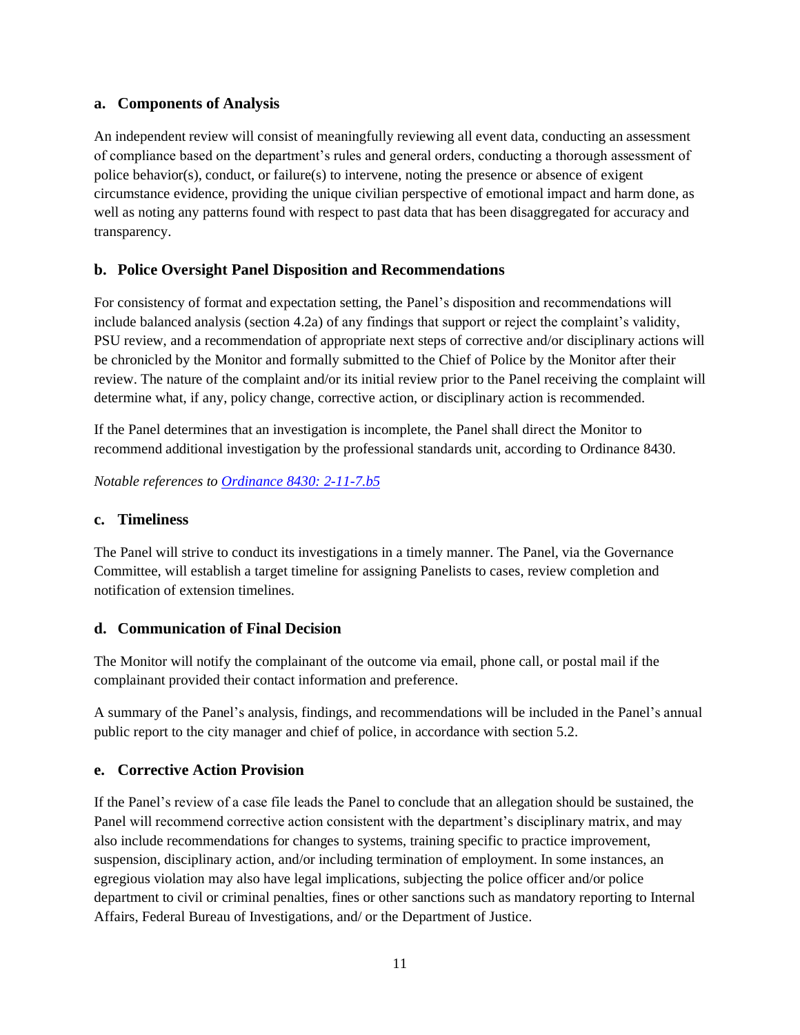### a. Components of Analysis

An independent review will consist of meaningfully reviewing all event data, conducting an assessment of compliance based on the department's rules and general orders, conducting a thorough assessment of police behavior(s), conduct, or failure(s) to intervene, noting the presence or absence of exigent circumstance evidence, providing the unique civilian perspective of emotional impact and harm done, as well as noting any patterns found with respect to past data that has been disaggregated for accuracy and transparency.

### b. Police Oversight Panel Disposition and Recommendations

For consistency of format and expectation setting, the Panel's disposition and recommendations will include balanced analysis (section 4.2a) of any findings that support or reject the complaint's validity, PSU review, and a recommendation of appropriate next steps of corrective and/or disciplinary actions will be chronicled by the Monitor and formally submitted to the Chief of Police by the Monitor after their review. The nature of the complaint and/or its initial review prior to the Panel receiving the complaint will determine what, if any, policy change, corrective action, or disciplinary action is recommended.

If the Panel determines that an investigation is incomplete, the Panel shall direct the Monitor to recommend additional investigation by the professional standards unit, according to Ordinance 8430.

*Notable references to Ordinance 8430: 2-11-7.b5*

### c. Timeliness

The Panel will strive to conduct its investigations in a timely manner. The Panel, via the Governance Committee, will establish a target timeline for assigning Panelists to cases, review completion and notification of extension timelines.

### d. Communication of Final Decision

The Monitor will notify the complainant of the outcome via email, phone call, or postal mail if the complainant provided their contact information and preference.

A summary of the Panel's analysis, findings, and recommendations will be included in the Panel's annual public report to the city manager and chief of police, in accordance with section 5.2.

### e. Corrective Action Provision

If the Panel's review of a case file leads the Panel to conclude that an allegation should be sustained, the Panel will recommend corrective action consistent with the department's disciplinary matrix, and may also include recommendations for changes to systems, training specific to practice improvement, suspension, disciplinary action, and/or including termination of employment. In some instances, an egregious violation may also have legal implications, subjecting the police officer and/or police department to civil or criminal penalties, fines or other sanctions such as mandatory reporting to Internal Affairs, Federal Bureau of Investigations, and/ or the Department of Justice.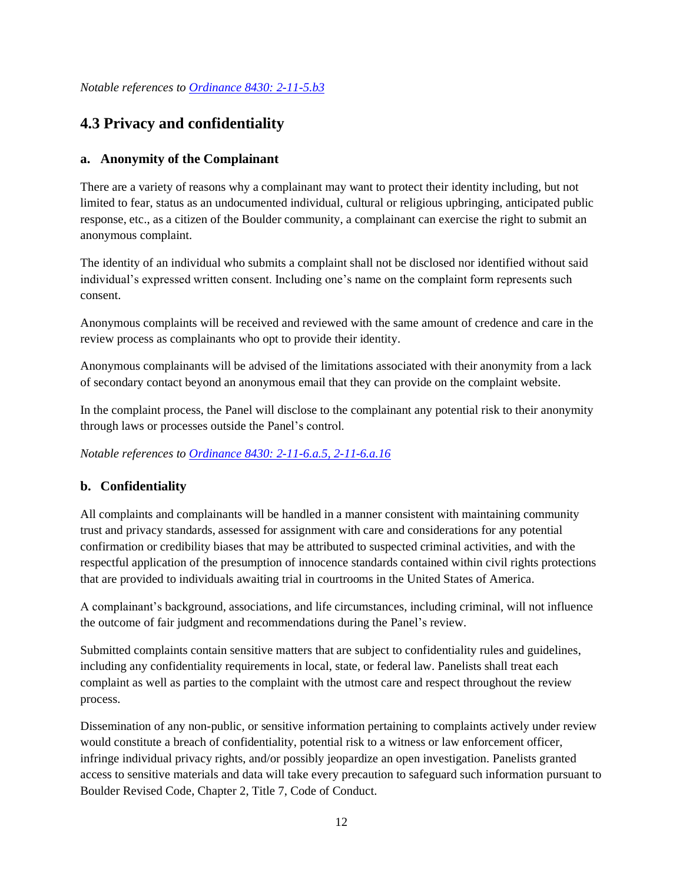*Notable references to [Ordinance 8430: 2-11-5.b3]()*

## 4.3 Privacy and confidentiality

### a. Anonymity of the Complainant

There are a variety of reasons why a complainant may want to protect their identity including, but not limited to fear, status as an undocumented individual, cultural or religious upbringing, anticipated public response, etc., as a citizen of the Boulder community, a complainant can exercise the right to submit an anonymous complaint.

The identity of an individual who submits a complaint shall not be disclosed nor identified without said individual's expressed written consent. Including one's name on the complaint form represents such consent.

Anonymous complaints will be received and reviewed with the same amount of credence and care in the review process as complainants who opt to provide their identity.

Anonymous complainants will be advised of the limitations associated with their anonymity from a lack of secondary contact beyond an anonymous email that they can provide on the complaint website.

In the complaint process, the Panel will disclose to the complainant any potential risk to their anonymity through laws or processes outside the Panel's control.

*Notable references to [Ordinance 8430: 2-11-6.a.5, 2-11-6.a.16]()*

### b. Confidentiality

All complaints and complainants will be handled in a manner consistent with maintaining community trust and privacy standards, assessed for assignment with care and considerations for any potential confirmation or credibility biases that may be attributed to suspected criminal activities, and with the respectful application of the presumption of innocence standards contained within civil rights protections that are provided to individuals awaiting trial in courtrooms in the United States of America.

A complainant's background, associations, and life circumstances, including criminal, will not influence the outcome of fair judgment and recommendations during the Panel's review.

Submitted complaints contain sensitive matters that are subject to confidentiality rules and guidelines, including any confidentiality requirements in local, state, or federal law. Panelists shall treat each complaint as well as parties to the complaint with the utmost care and respect throughout the review process.

Dissemination of any non-public, or sensitive information pertaining to complaints actively under review would constitute a breach of confidentiality, potential risk to a witness or law enforcement officer, infringe individual privacy rights, and/or possibly jeopardize an open investigation. Panelists granted access to sensitive materials and data will take every precaution to safeguard such information pursuant to Boulder Revised Code, Chapter 2, Title 7, Code of Conduct.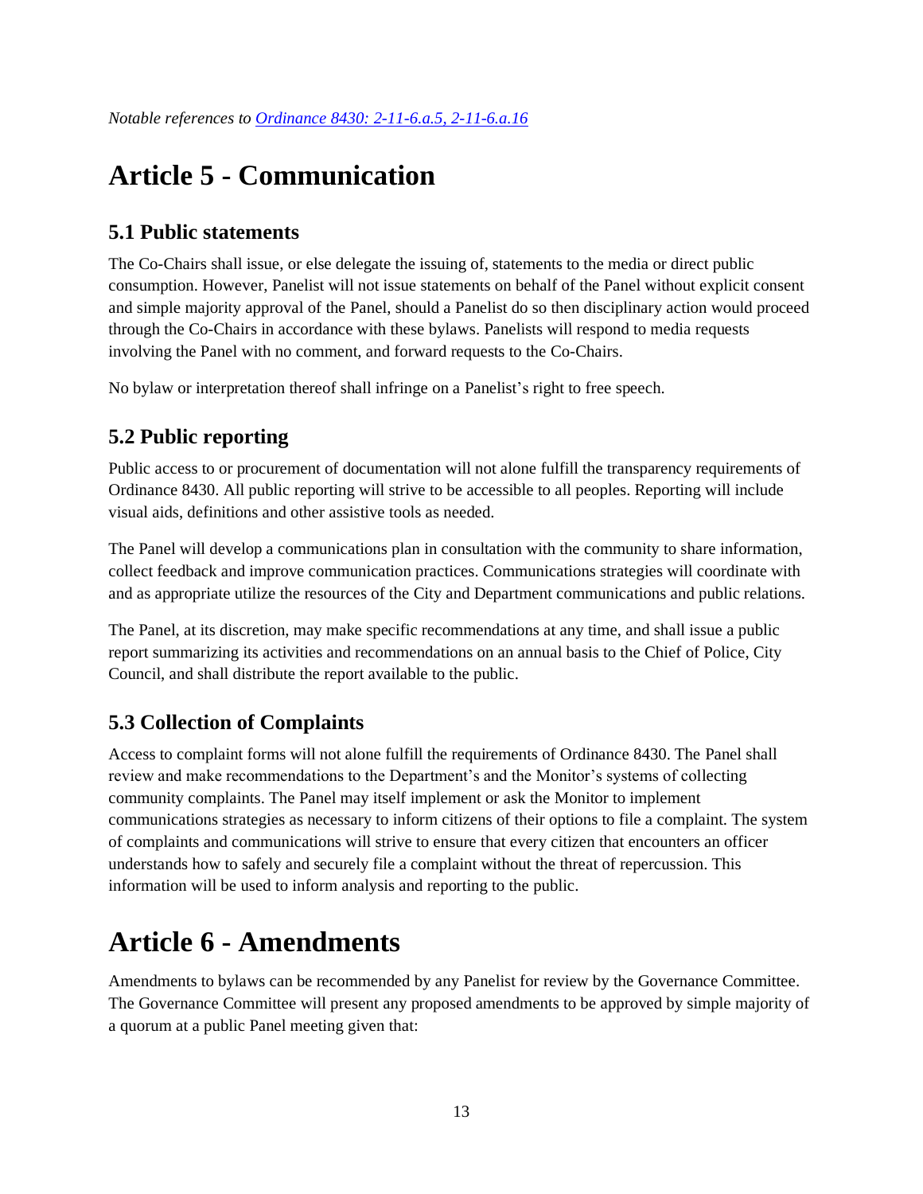*Notable references to [Ordinance 8430: 2-11-6.a.5, 2-11-6.a.16]()*

# Article 5 - Communication

## 5.1 Public statements

The Co-Chairs shall issue, or else delegate the issuing of, statements to the media or direct public consumption. However, Panelist will not issue statements on behalf of the Panel without explicit consent and simple majority approval of the Panel, should a Panelist do so then disciplinary action would proceed through the Co-Chairs in accordance with these bylaws. Panelists will respond to media requests involving the Panel with no comment, and forward requests to the Co-Chairs.

No bylaw or interpretation thereof shall infringe on a Panelist's right to free speech.

## 5.2 Public reporting

Public access to or procurement of documentation will not alone fulfill the transparency requirements of Ordinance 8430. All public reporting will strive to be accessible to all peoples. Reporting will include visual aids, definitions and other assistive tools as needed.

The Panel will develop a communications plan in consultation with the community to share information, collect feedback and improve communication practices. Communications strategies will coordinate with and as appropriate utilize the resources of the City and Department communications and public relations.

The Panel, at its discretion, may make specific recommendations at any time, and shall issue a public report summarizing its activities and recommendations on an annual basis to the Chief of Police, City Council, and shall distribute the report available to the public.

## 5.3 Collection of Complaints

Access to complaint forms will not alone fulfill the requirements of Ordinance 8430. The Panel shall review and make recommendations to the Department's and the Monitor's systems of collecting community complaints. The Panel may itself implement or ask the Monitor to implement communications strategies as necessary to inform citizens of their options to file a complaint. The system of complaints and communications will strive to ensure that every citizen that encounters an officer understands how to safely and securely file a complaint without the threat of repercussion. This information will be used to inform analysis and reporting to the public.

# Article 6 - Amendments

Amendments to bylaws can be recommended by any Panelist for review by the Governance Committee. The Governance Committee will present any proposed amendments to be approved by simple majority of a quorum at a public Panel meeting given that: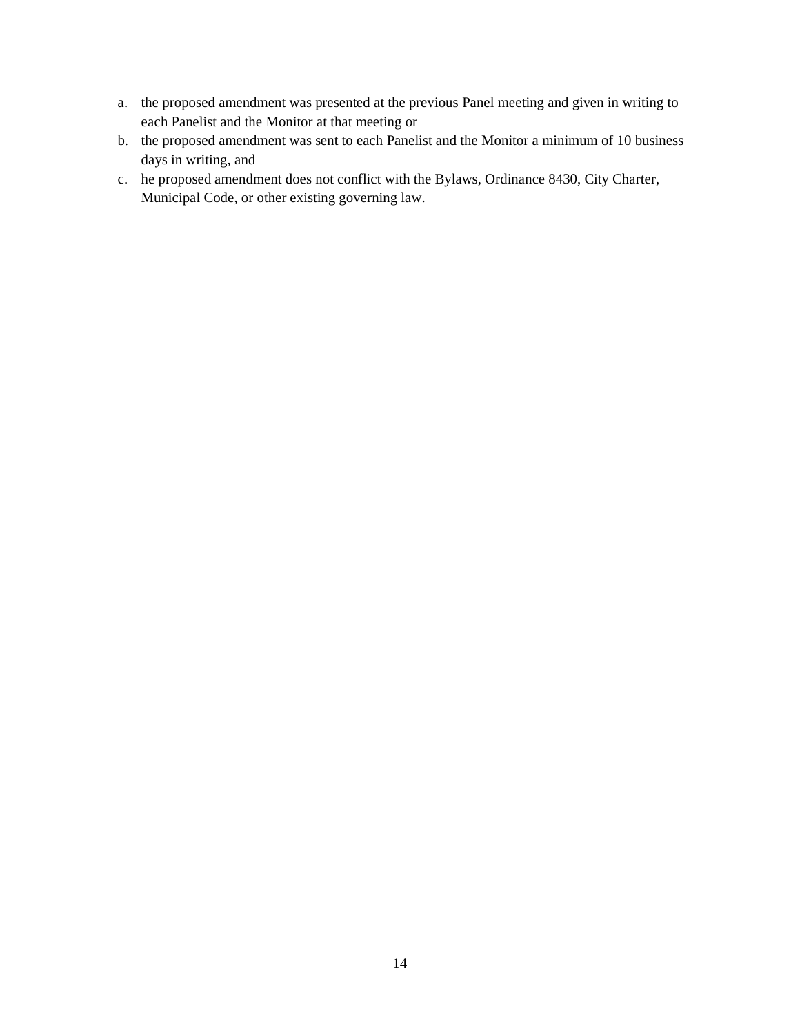a. the proposed amendment was presented at the previous Panel meeting and given in writing to each Panelist and the Monitor at that meeting or
b. the proposed amendment was sent to each Panelist and the Monitor a minimum of 10 business days in writing, and
c. he proposed amendment does not conflict with the Bylaws, Ordinance 8430, City Charter, Municipal Code, or other existing governing law.